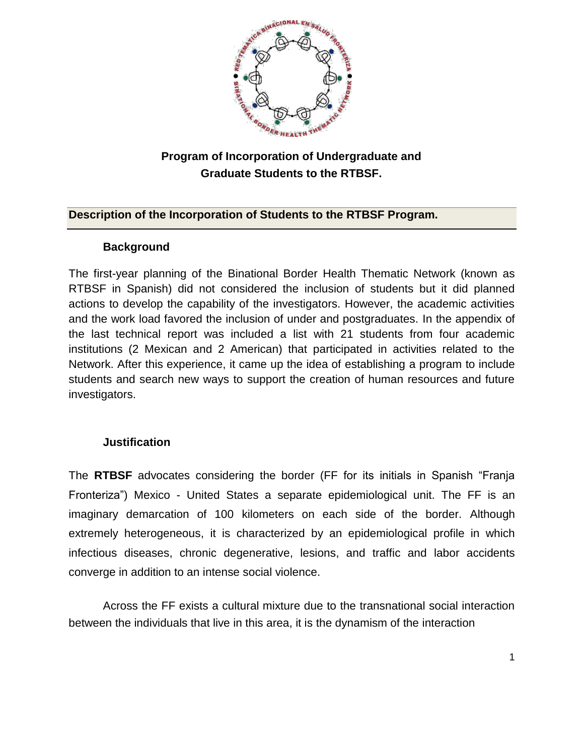# Program of Incorporation of Undergraduate and Graduate Students to the RTBSF.

## Description of the Incorporation of Students to the RTBSF Program.

### Background

The first-year planning of the Binational Border Health Thematic Network (known as RTBSF in Spanish) did not considered the inclusion of students but it did planned actions to develop the capability of the investigators. However, the academic activities and the work load favored the inclusion of under and postgraduates. In the appendix of the last technical report was included a list with 21 students from four academic institutions (2 Mexican and 2 American) that participated in activities related to the Network. After this experience, it came up the idea of establishing a program to include students and search new ways to support the creation of human resources and future investigators.

### Justification

The **RTBSF** advocates considering the border (FF for its initials in Spanish "Franja Fronteriza") Mexico - United States a separate epidemiological unit. The FF is an imaginary demarcation of 100 kilometers on each side of the border. Although extremely heterogeneous, it is characterized by an epidemiological profile in which infectious diseases, chronic degenerative, lesions, and traffic and labor accidents converge in addition to an intense social violence.

Across the FF exists a cultural mixture due to the transnational social interaction between the individuals that live in this area, it is the dynamism of the interaction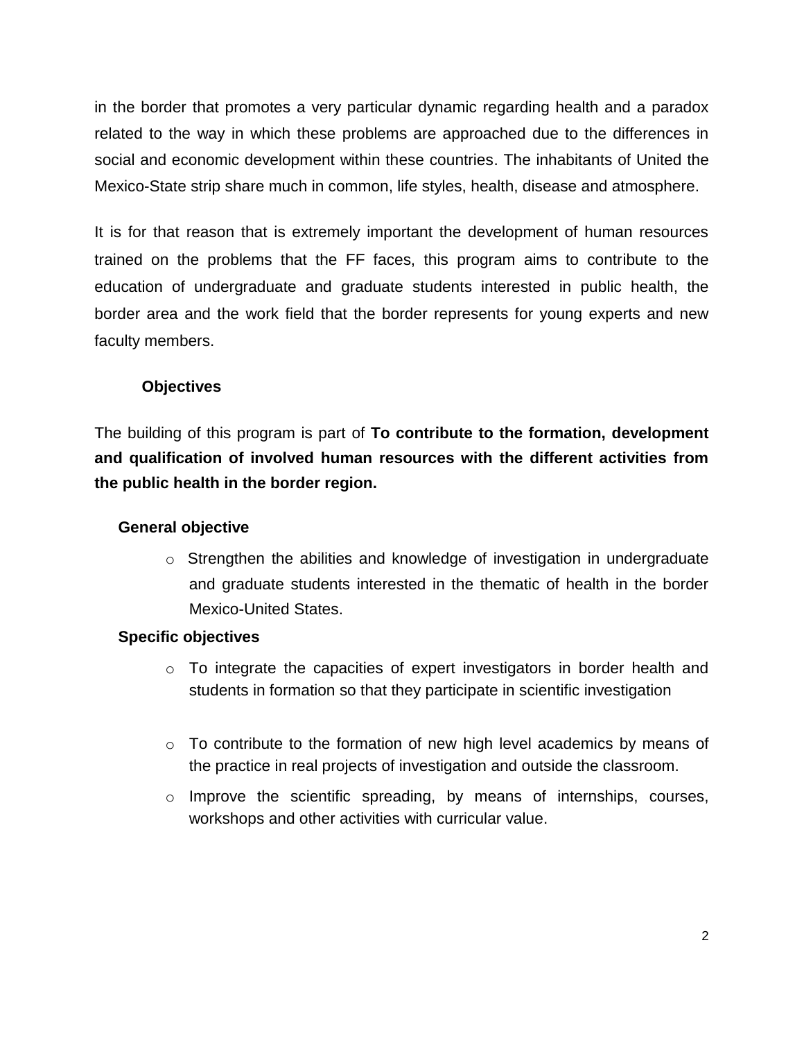in the border that promotes a very particular dynamic regarding health and a paradox related to the way in which these problems are approached due to the differences in social and economic development within these countries. The inhabitants of United the Mexico-State strip share much in common, life styles, health, disease and atmosphere.

It is for that reason that is extremely important the development of human resources trained on the problems that the FF faces, this program aims to contribute to the education of undergraduate and graduate students interested in public health, the border area and the work field that the border represents for young experts and new faculty members.

### Objectives

The building of this program is part of **To contribute to the formation, development and qualification of involved human resources with the different activities from the public health in the border region.**

#### General objective

- Strengthen the abilities and knowledge of investigation in undergraduate and graduate students interested in the thematic of health in the border Mexico-United States.

#### Specific objectives

- To integrate the capacities of expert investigators in border health and students in formation so that they participate in scientific investigation
- To contribute to the formation of new high level academics by means of the practice in real projects of investigation and outside the classroom.
- Improve the scientific spreading, by means of internships, courses, workshops and other activities with curricular value.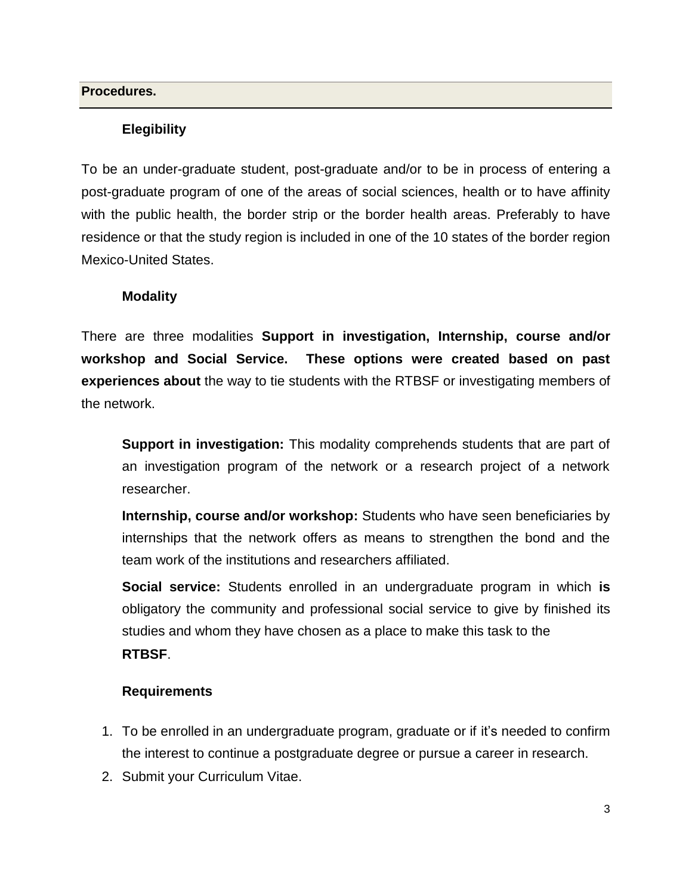## Procedures.

### Elegibility

To be an under-graduate student, post-graduate and/or to be in process of entering a post-graduate program of one of the areas of social sciences, health or to have affinity with the public health, the border strip or the border health areas. Preferably to have residence or that the study region is included in one of the 10 states of the border region Mexico-United States.

### Modality

There are three modalities **Support in investigation, Internship, course and/or workshop and Social Service. These options were created based on past experiences about** the way to tie students with the RTBSF or investigating members of the network.

**Support in investigation:** This modality comprehends students that are part of an investigation program of the network or a research project of a network researcher.

**Internship, course and/or workshop:** Students who have seen beneficiaries by internships that the network offers as means to strengthen the bond and the team work of the institutions and researchers affiliated.

**Social service:** Students enrolled in an undergraduate program in which **is** obligatory the community and professional social service to give by finished its studies and whom they have chosen as a place to make this task to the **RTBSF**.

### Requirements

1. To be enrolled in an undergraduate program, graduate or if it's needed to confirm the interest to continue a postgraduate degree or pursue a career in research.
2. Submit your Curriculum Vitae.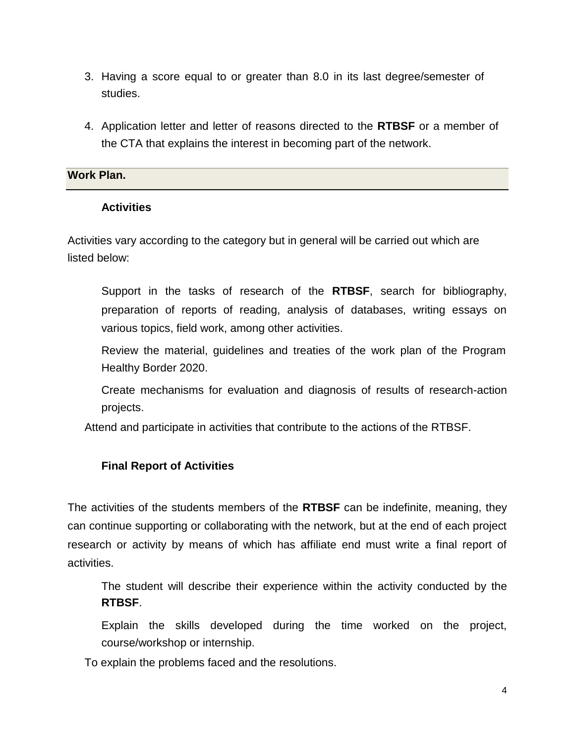3. Having a score equal to or greater than 8.0 in its last degree/semester of studies.

4. Application letter and letter of reasons directed to the **RTBSF** or a member of the CTA that explains the interest in becoming part of the network.

## Work Plan.

### Activities

Activities vary according to the category but in general will be carried out which are listed below:

- Support in the tasks of research of the **RTBSF**, search for bibliography, preparation of reports of reading, analysis of databases, writing essays on various topics, field work, among other activities.
- Review the material, guidelines and treaties of the work plan of the Program Healthy Border 2020.
- Create mechanisms for evaluation and diagnosis of results of research-action projects.
- Attend and participate in activities that contribute to the actions of the RTBSF.

### Final Report of Activities

The activities of the students members of the **RTBSF** can be indefinite, meaning, they can continue supporting or collaborating with the network, but at the end of each project research or activity by means of which has affiliate end must write a final report of activities.

- The student will describe their experience within the activity conducted by the **RTBSF**.
- Explain the skills developed during the time worked on the project, course/workshop or internship.
- To explain the problems faced and the resolutions.